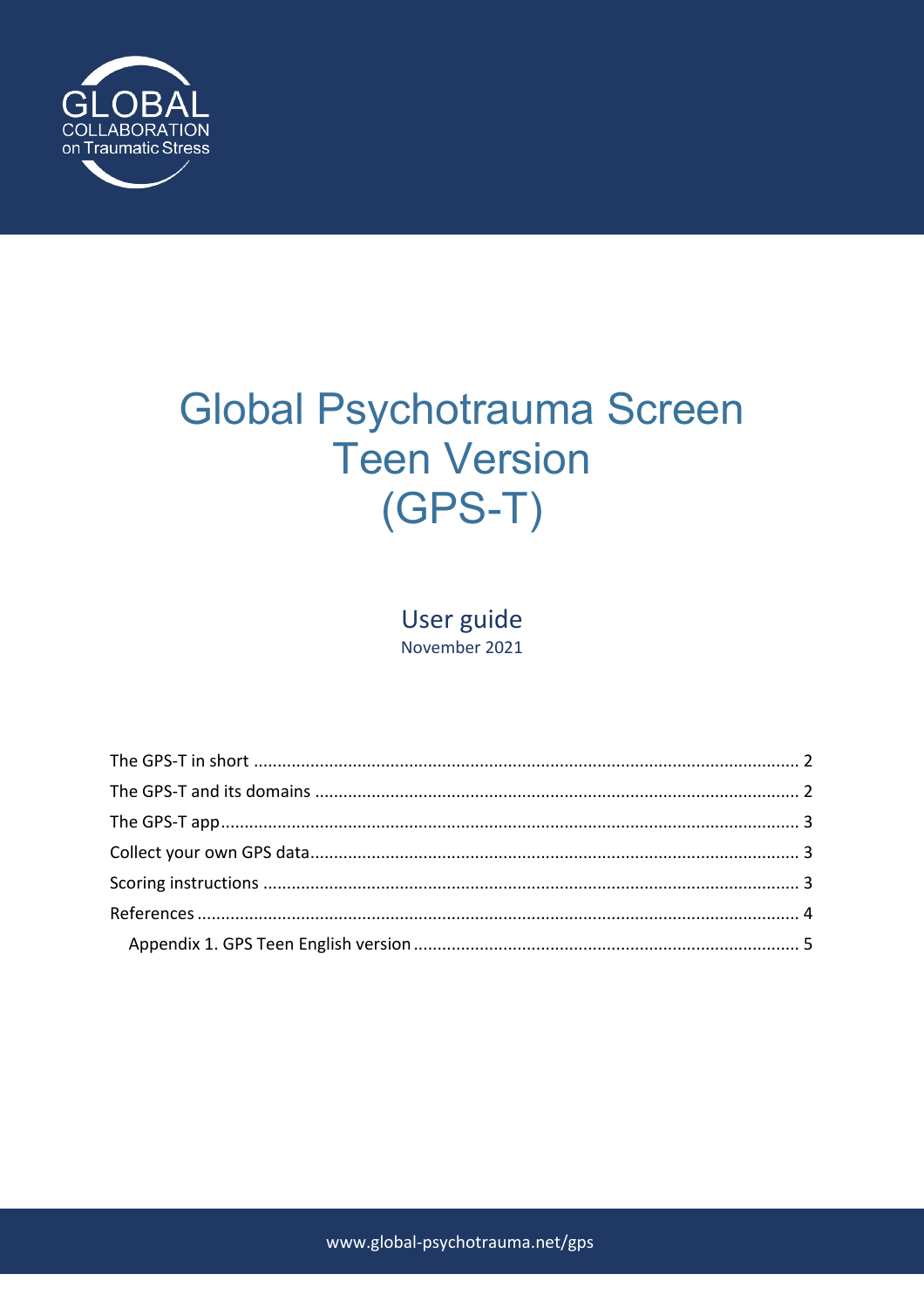GLOBAL COLLABORATION on Traumatic Stress

# Global Psychotrauma Screen Teen Version (GPS-T)

## User guide

November 2021

- The GPS-T in short ........ 2
- The GPS-T and its domains ........ 2
- The GPS-T app ........ 3
- Collect your own GPS data ........ 3
- Scoring instructions ........ 3
- References ........ 4
  - Appendix 1. GPS Teen English version ........ 5

www.global-psychotrauma.net/gps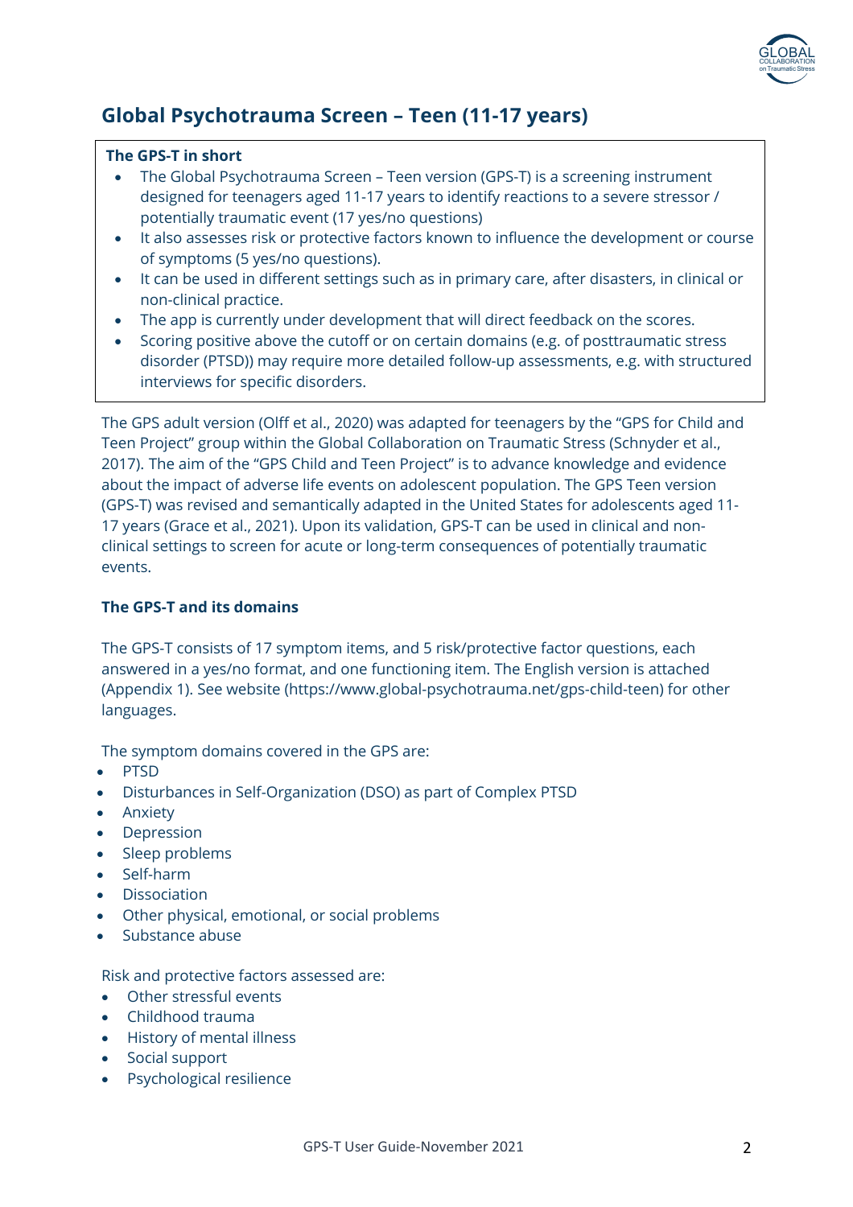## Global Psychotrauma Screen – Teen (11-17 years)

**The GPS-T in short**

- The Global Psychotrauma Screen – Teen version (GPS-T) is a screening instrument designed for teenagers aged 11-17 years to identify reactions to a severe stressor / potentially traumatic event (17 yes/no questions)
- It also assesses risk or protective factors known to influence the development or course of symptoms (5 yes/no questions).
- It can be used in different settings such as in primary care, after disasters, in clinical or non-clinical practice.
- The app is currently under development that will direct feedback on the scores.
- Scoring positive above the cutoff or on certain domains (e.g. of posttraumatic stress disorder (PTSD)) may require more detailed follow-up assessments, e.g. with structured interviews for specific disorders.

The GPS adult version (Olff et al., 2020) was adapted for teenagers by the "GPS for Child and Teen Project" group within the Global Collaboration on Traumatic Stress (Schnyder et al., 2017). The aim of the "GPS Child and Teen Project" is to advance knowledge and evidence about the impact of adverse life events on adolescent population. The GPS Teen version (GPS-T) was revised and semantically adapted in the United States for adolescents aged 11-17 years (Grace et al., 2021). Upon its validation, GPS-T can be used in clinical and non-clinical settings to screen for acute or long-term consequences of potentially traumatic events.

### The GPS-T and its domains

The GPS-T consists of 17 symptom items, and 5 risk/protective factor questions, each answered in a yes/no format, and one functioning item. The English version is attached (Appendix 1). See website (https://www.global-psychotrauma.net/gps-child-teen) for other languages.

The symptom domains covered in the GPS are:

- PTSD
- Disturbances in Self-Organization (DSO) as part of Complex PTSD
- Anxiety
- Depression
- Sleep problems
- Self-harm
- Dissociation
- Other physical, emotional, or social problems
- Substance abuse

Risk and protective factors assessed are:

- Other stressful events
- Childhood trauma
- History of mental illness
- Social support
- Psychological resilience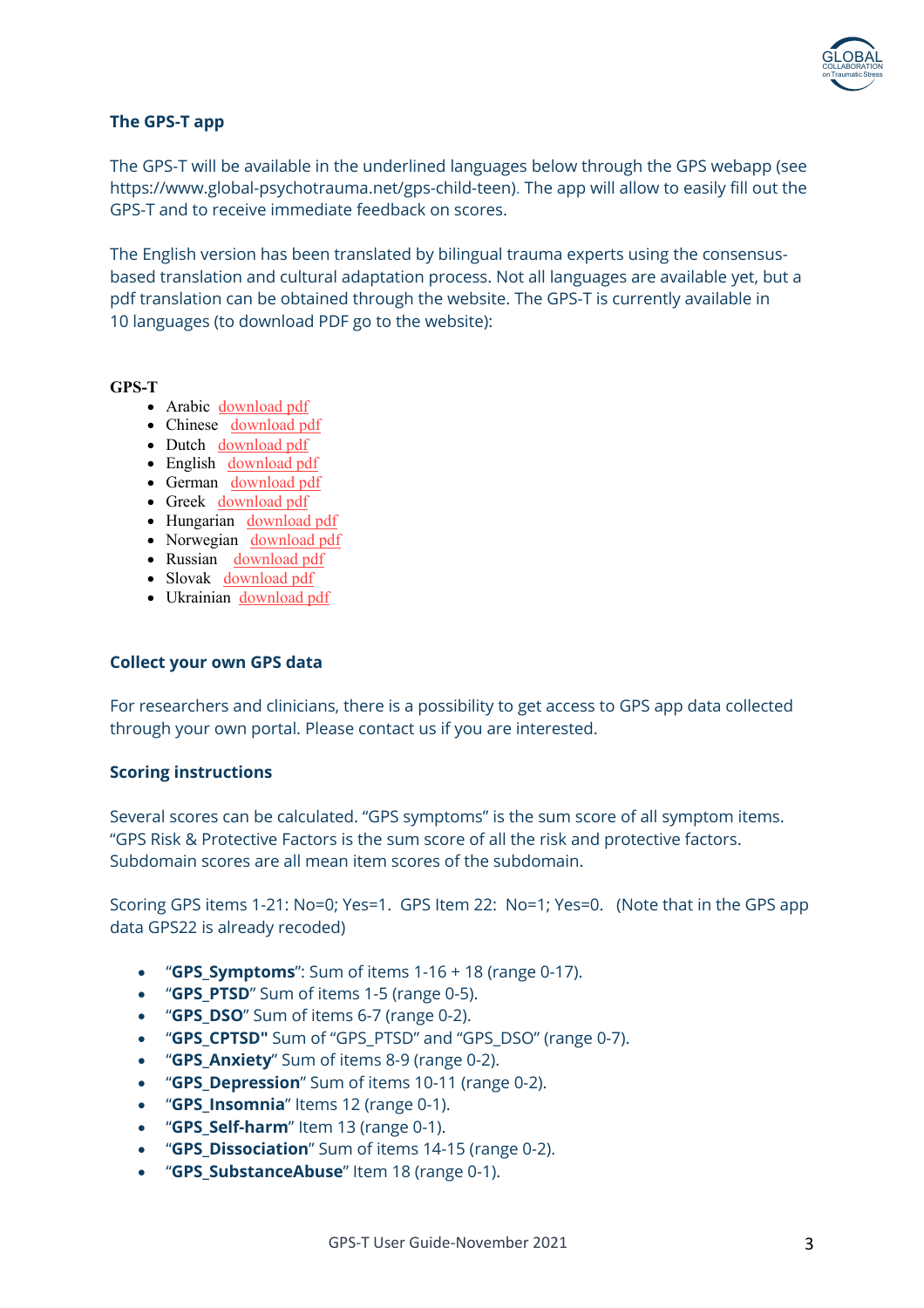### The GPS-T app

The GPS-T will be available in the underlined languages below through the GPS webapp (see https://www.global-psychotrauma.net/gps-child-teen). The app will allow to easily fill out the GPS-T and to receive immediate feedback on scores.

The English version has been translated by bilingual trauma experts using the consensus-based translation and cultural adaptation process. Not all languages are available yet, but a pdf translation can be obtained through the website. The GPS-T is currently available in 10 languages (to download PDF go to the website):

**GPS-T**

- Arabic download pdf
- Chinese download pdf
- Dutch download pdf
- English download pdf
- German download pdf
- Greek download pdf
- Hungarian download pdf
- Norwegian download pdf
- Russian download pdf
- Slovak download pdf
- Ukrainian download pdf

### Collect your own GPS data

For researchers and clinicians, there is a possibility to get access to GPS app data collected through your own portal. Please contact us if you are interested.

### Scoring instructions

Several scores can be calculated. "GPS symptoms" is the sum score of all symptom items. "GPS Risk & Protective Factors is the sum score of all the risk and protective factors. Subdomain scores are all mean item scores of the subdomain.

Scoring GPS items 1-21: No=0; Yes=1. GPS Item 22: No=1; Yes=0. (Note that in the GPS app data GPS22 is already recoded)

- "**GPS_Symptoms**": Sum of items 1-16 + 18 (range 0-17).
- "**GPS_PTSD**" Sum of items 1-5 (range 0-5).
- "**GPS_DSO**" Sum of items 6-7 (range 0-2).
- "**GPS_CPTSD"** Sum of "GPS_PTSD" and "GPS_DSO" (range 0-7).
- "**GPS_Anxiety**" Sum of items 8-9 (range 0-2).
- "**GPS_Depression**" Sum of items 10-11 (range 0-2).
- "**GPS_Insomnia**" Items 12 (range 0-1).
- "**GPS_Self-harm**" Item 13 (range 0-1).
- "**GPS_Dissociation**" Sum of items 14-15 (range 0-2).
- "**GPS_SubstanceAbuse**" Item 18 (range 0-1).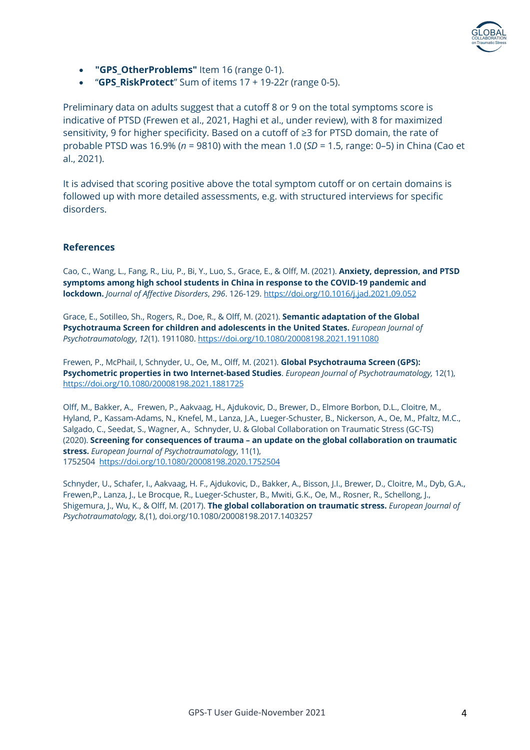- **"GPS_OtherProblems"** Item 16 (range 0-1).
- "**GPS_RiskProtect**" Sum of items 17 + 19-22r (range 0-5).

Preliminary data on adults suggest that a cutoff 8 or 9 on the total symptoms score is indicative of PTSD (Frewen et al., 2021, Haghi et al., under review), with 8 for maximized sensitivity, 9 for higher specificity. Based on a cutoff of ≥3 for PTSD domain, the rate of probable PTSD was 16.9% (*n* = 9810) with the mean 1.0 (*SD* = 1.5, range: 0–5) in China (Cao et al., 2021).

It is advised that scoring positive above the total symptom cutoff or on certain domains is followed up with more detailed assessments, e.g. with structured interviews for specific disorders.

## References

Cao, C., Wang, L., Fang, R., Liu, P., Bi, Y., Luo, S., Grace, E., & Olff, M. (2021). **Anxiety, depression, and PTSD symptoms among high school students in China in response to the COVID-19 pandemic and lockdown.** *Journal of Affective Disorders*, *296*. 126-129. https://doi.org/10.1016/j.jad.2021.09.052

Grace, E., Sotilleo, Sh., Rogers, R., Doe, R., & Olff, M. (2021). **Semantic adaptation of the Global Psychotrauma Screen for children and adolescents in the United States.** *European Journal of Psychotraumatology*, *12*(1). 1911080. https://doi.org/10.1080/20008198.2021.1911080

Frewen, P., McPhail, I, Schnyder, U., Oe, M., Olff, M. (2021). **Global Psychotrauma Screen (GPS): Psychometric properties in two Internet-based Studies**. *European Journal of Psychotraumatology,* 12(1), https://doi.org/10.1080/20008198.2021.1881725

Olff, M., Bakker, A., Frewen, P., Aakvaag, H., Ajdukovic, D., Brewer, D., Elmore Borbon, D.L., Cloitre, M., Hyland, P., Kassam-Adams, N., Knefel, M., Lanza, J.A., Lueger-Schuster, B., Nickerson, A., Oe, M., Pfaltz, M.C., Salgado, C., Seedat, S., Wagner, A., Schnyder, U. & Global Collaboration on Traumatic Stress (GC-TS) (2020). **Screening for consequences of trauma – an update on the global collaboration on traumatic stress.** *European Journal of Psychotraumatology*, 11(1), 1752504 https://doi.org/10.1080/20008198.2020.1752504

Schnyder, U., Schafer, I., Aakvaag, H. F., Ajdukovic, D., Bakker, A., Bisson, J.I., Brewer, D., Cloitre, M., Dyb, G.A., Frewen,P., Lanza, J., Le Brocque, R., Lueger-Schuster, B., Mwiti, G.K., Oe, M., Rosner, R., Schellong, J., Shigemura, J., Wu, K., & Olff, M. (2017). **The global collaboration on traumatic stress.** *European Journal of Psychotraumatology,* 8,(1), doi.org/10.1080/20008198.2017.1403257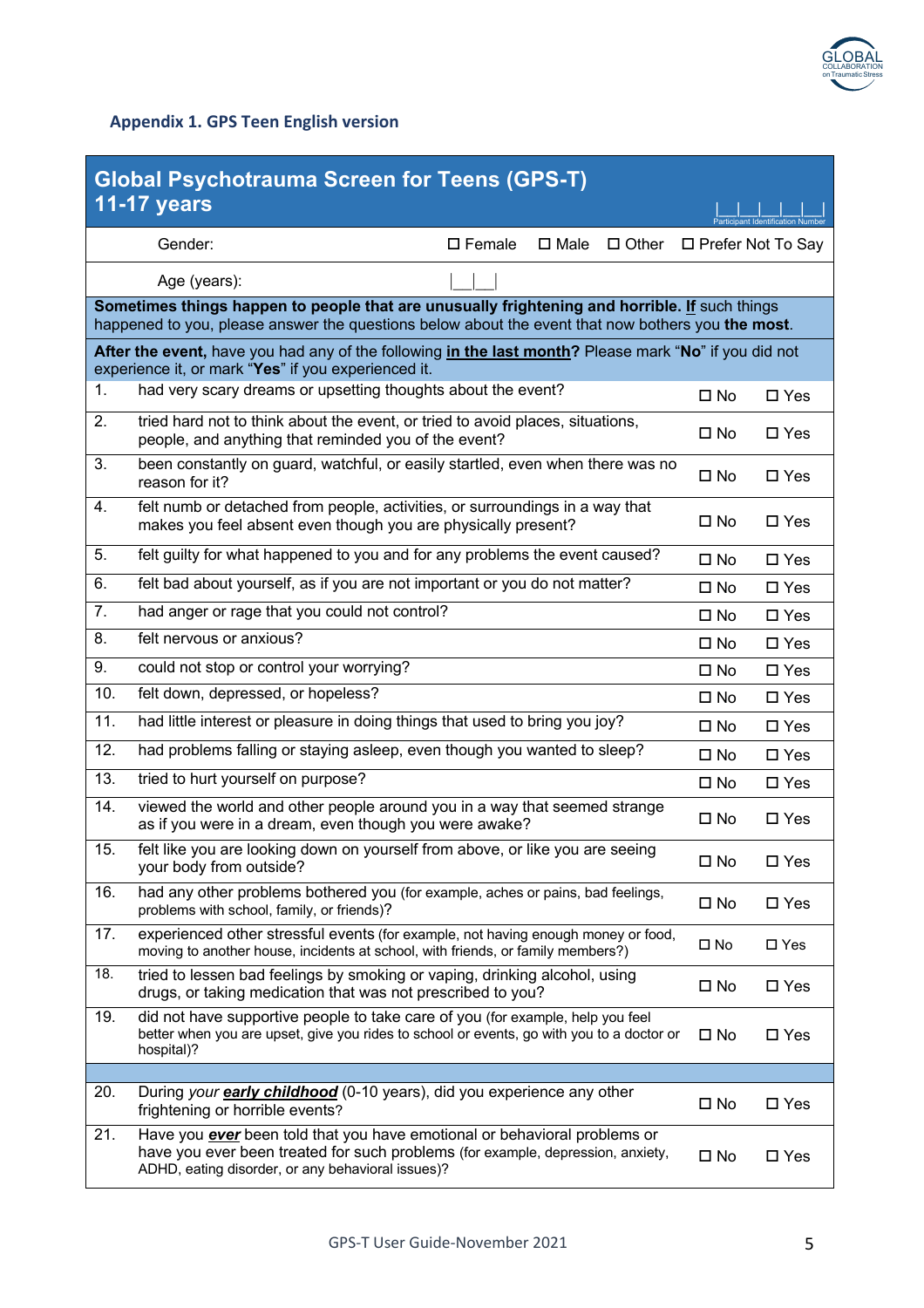## Appendix 1. GPS Teen English version

| **Global Psychotrauma Screen for Teens (GPS-T) 11-17 years** | | | |
|---|---|---|---|
| | | | Participant Identification Number \|__\|__\|__\|__\|__\| |
| | Gender: | ☐ Female ☐ Male ☐ Other ☐ Prefer Not To Say | |
| | Age (years): | \|__\|__\| | |

**Sometimes things happen to people that are unusually frightening and horrible. If** such things happened to you, please answer the questions below about the event that now bothers you **the most**.

**After the event,** have you had any of the following **in the last month?** Please mark "**No**" if you did not experience it, or mark "**Yes**" if you experienced it.

| | | | |
|---|---|---|---|
| 1. | had very scary dreams or upsetting thoughts about the event? | ☐ No | ☐ Yes |
| 2. | tried hard not to think about the event, or tried to avoid places, situations, people, and anything that reminded you of the event? | ☐ No | ☐ Yes |
| 3. | been constantly on guard, watchful, or easily startled, even when there was no reason for it? | ☐ No | ☐ Yes |
| 4. | felt numb or detached from people, activities, or surroundings in a way that makes you feel absent even though you are physically present? | ☐ No | ☐ Yes |
| 5. | felt guilty for what happened to you and for any problems the event caused? | ☐ No | ☐ Yes |
| 6. | felt bad about yourself, as if you are not important or you do not matter? | ☐ No | ☐ Yes |
| 7. | had anger or rage that you could not control? | ☐ No | ☐ Yes |
| 8. | felt nervous or anxious? | ☐ No | ☐ Yes |
| 9. | could not stop or control your worrying? | ☐ No | ☐ Yes |
| 10. | felt down, depressed, or hopeless? | ☐ No | ☐ Yes |
| 11. | had little interest or pleasure in doing things that used to bring you joy? | ☐ No | ☐ Yes |
| 12. | had problems falling or staying asleep, even though you wanted to sleep? | ☐ No | ☐ Yes |
| 13. | tried to hurt yourself on purpose? | ☐ No | ☐ Yes |
| 14. | viewed the world and other people around you in a way that seemed strange as if you were in a dream, even though you were awake? | ☐ No | ☐ Yes |
| 15. | felt like you are looking down on yourself from above, or like you are seeing your body from outside? | ☐ No | ☐ Yes |
| 16. | had any other problems bothered you (for example, aches or pains, bad feelings, problems with school, family, or friends)? | ☐ No | ☐ Yes |
| 17. | experienced other stressful events (for example, not having enough money or food, moving to another house, incidents at school, with friends, or family members?) | ☐ No | ☐ Yes |
| 18. | tried to lessen bad feelings by smoking or vaping, drinking alcohol, using drugs, or taking medication that was not prescribed to you? | ☐ No | ☐ Yes |
| 19. | did not have supportive people to take care of you (for example, help you feel better when you are upset, give you rides to school or events, go with you to a doctor or hospital)? | ☐ No | ☐ Yes |
| | | | |
| 20. | During *your* ***early childhood*** (0-10 years), did you experience any other frightening or horrible events? | ☐ No | ☐ Yes |
| 21. | Have you ***ever*** been told that you have emotional or behavioral problems or have you ever been treated for such problems (for example, depression, anxiety, ADHD, eating disorder, or any behavioral issues)? | ☐ No | ☐ Yes |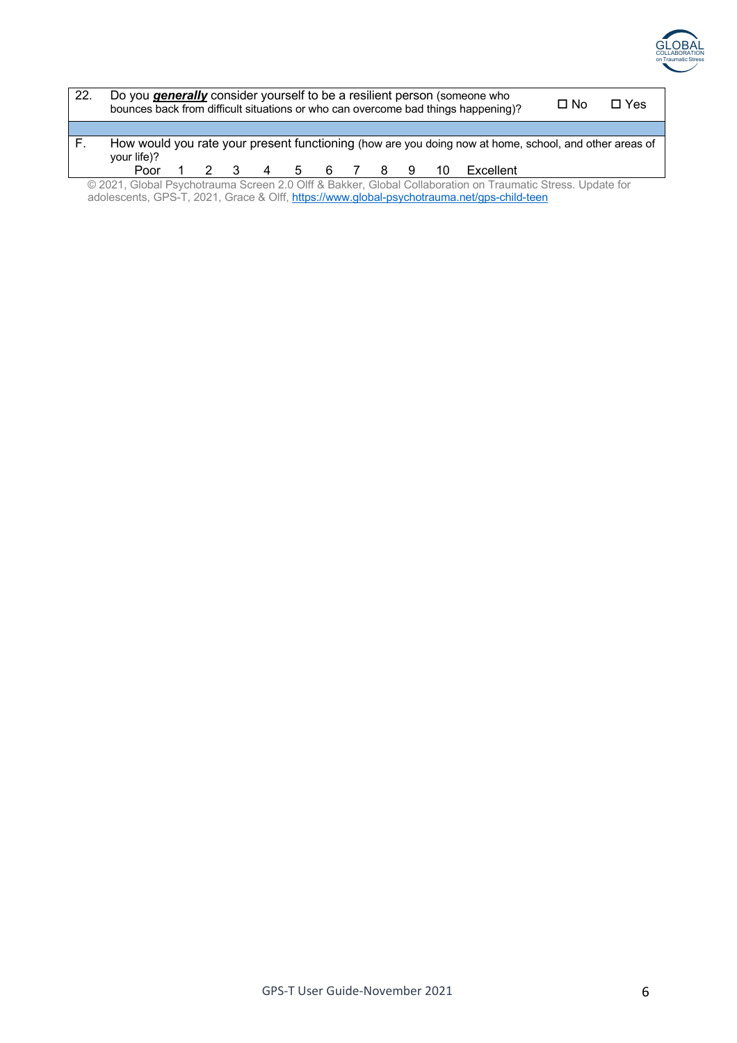| | | | |
|---|---|---|---|
| 22. | Do you ***generally*** consider yourself to be a resilient person (someone who bounces back from difficult situations or who can overcome bad things happening)? | ☐ No | ☐ Yes |
| | | | |
| F. | How would you rate your present functioning (how are you doing now at home, school, and other areas of your life)?<br>Poor 1 2 3 4 5 6 7 8 9 10 Excellent | | |

© 2021, Global Psychotrauma Screen 2.0 Olff & Bakker, Global Collaboration on Traumatic Stress. Update for adolescents, GPS-T, 2021, Grace & Olff, https://www.global-psychotrauma.net/gps-child-teen